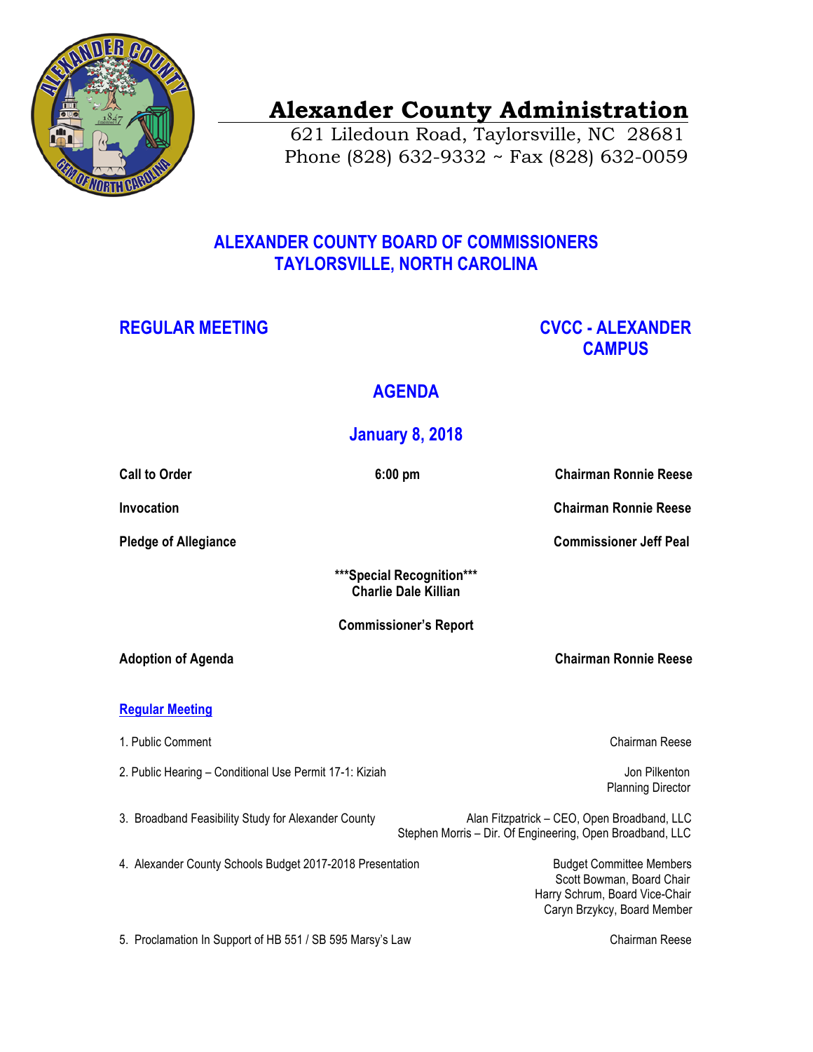# Alexander County Administration

621 Liledoun Road, Taylorsville, NC 28681
Phone (828) 632-9332 ~ Fax (828) 632-0059

## ALEXANDER COUNTY BOARD OF COMMISSIONERS
## TAYLORSVILLE, NORTH CAROLINA

**REGULAR MEETING** — **CVCC - ALEXANDER CAMPUS**

## AGENDA

### January 8, 2018

**Call to Order** — **6:00 pm** — **Chairman Ronnie Reese**

**Invocation** — **Chairman Ronnie Reese**

**Pledge of Allegiance** — **Commissioner Jeff Peal**

**\*\*\*Special Recognition\*\*\***
**Charlie Dale Killian**

**Commissioner's Report**

**Adoption of Agenda** — **Chairman Ronnie Reese**

### Regular Meeting

1. Public Comment — Chairman Reese

2. Public Hearing – Conditional Use Permit 17-1: Kiziah — Jon Pilkenton, Planning Director

3. Broadband Feasibility Study for Alexander County — Alan Fitzpatrick – CEO, Open Broadband, LLC; Stephen Morris – Dir. Of Engineering, Open Broadband, LLC

4. Alexander County Schools Budget 2017-2018 Presentation — Budget Committee Members: Scott Bowman, Board Chair; Harry Schrum, Board Vice-Chair; Caryn Brzykcy, Board Member

5. Proclamation In Support of HB 551 / SB 595 Marsy's Law — Chairman Reese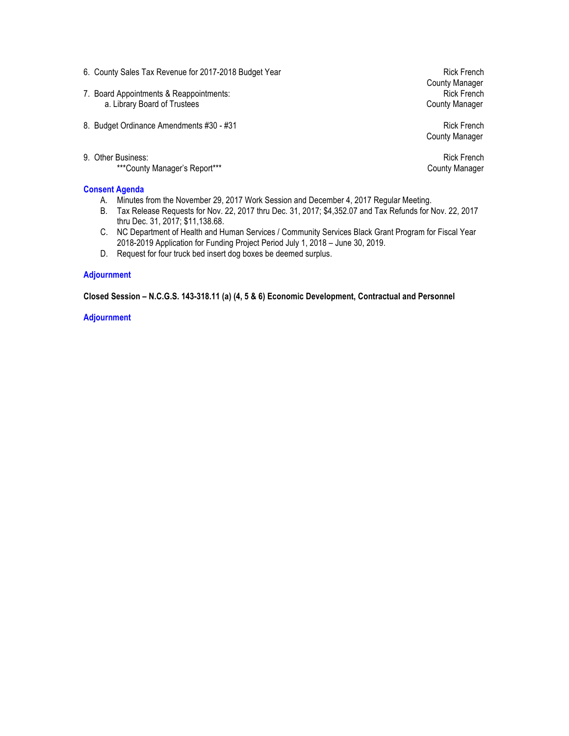6. County Sales Tax Revenue for 2017-2018 Budget Year — Rick French, County Manager

7. Board Appointments & Reappointments: — Rick French, County Manager
   a. Library Board of Trustees

8. Budget Ordinance Amendments #30 - #31 — Rick French, County Manager

9. Other Business: — Rick French, County Manager
   ***County Manager's Report***

**Consent Agenda**

A. Minutes from the November 29, 2017 Work Session and December 4, 2017 Regular Meeting.
B. Tax Release Requests for Nov. 22, 2017 thru Dec. 31, 2017; $4,352.07 and Tax Refunds for Nov. 22, 2017 thru Dec. 31, 2017; $11,138.68.
C. NC Department of Health and Human Services / Community Services Black Grant Program for Fiscal Year 2018-2019 Application for Funding Project Period July 1, 2018 – June 30, 2019.
D. Request for four truck bed insert dog boxes be deemed surplus.

**Adjournment**

**Closed Session – N.C.G.S. 143-318.11 (a) (4, 5 & 6) Economic Development, Contractual and Personnel**

**Adjournment**